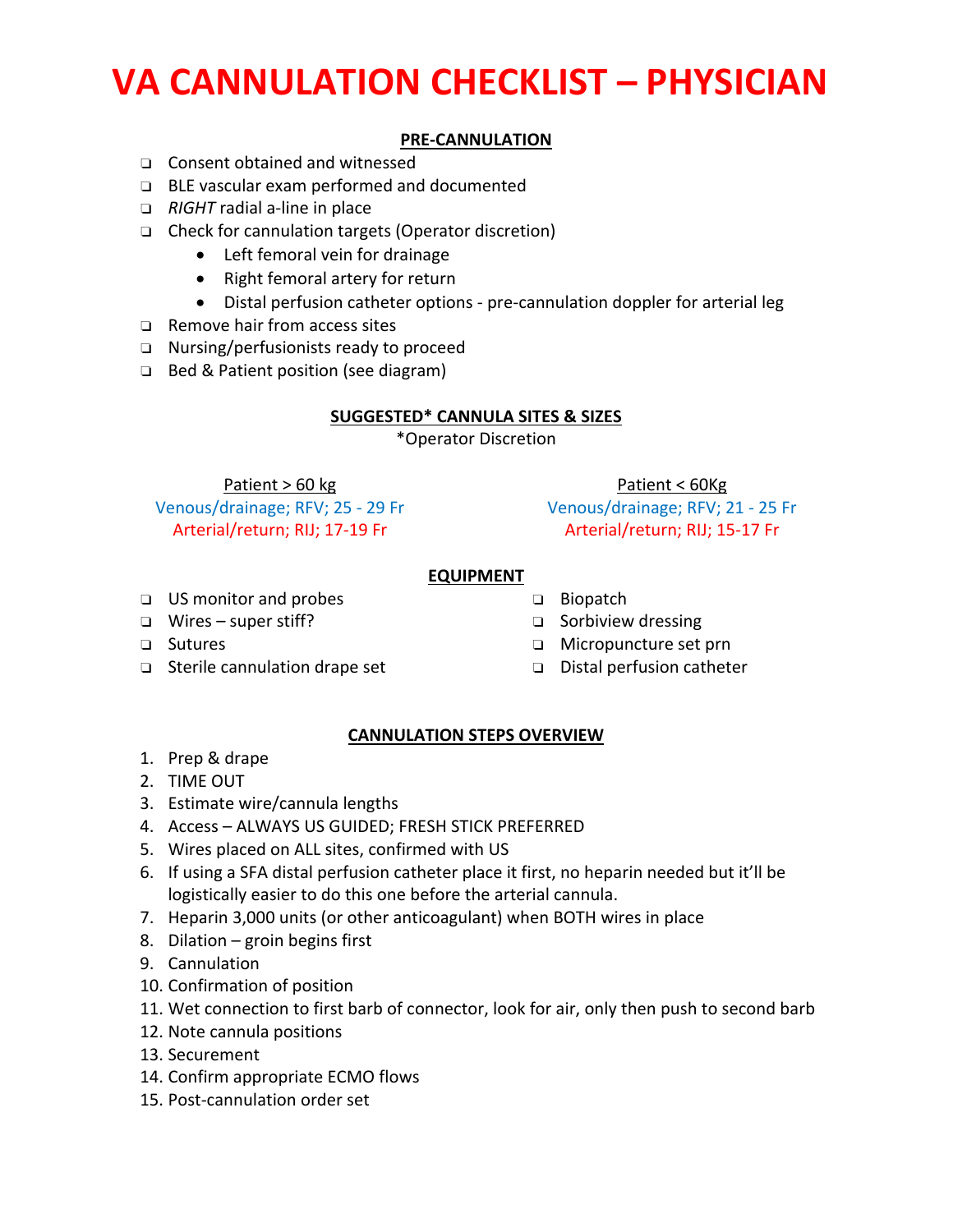# VA CANNULATION CHECKLIST – PHYSICIAN

## PRE-CANNULATION

- ❑ Consent obtained and witnessed
- ❑ BLE vascular exam performed and documented
- ❑ *RIGHT* radial a-line in place
- ❑ Check for cannulation targets (Operator discretion)
    - Left femoral vein for drainage
    - Right femoral artery for return
    - Distal perfusion catheter options - pre-cannulation doppler for arterial leg
- ❑ Remove hair from access sites
- ❑ Nursing/perfusionists ready to proceed
- ❑ Bed & Patient position (see diagram)

## SUGGESTED* CANNULA SITES & SIZES

*Operator Discretion

| Patient > 60 kg | Patient < 60Kg |
|---|---|
| Venous/drainage; RFV; 25 - 29 Fr | Venous/drainage; RFV; 21 - 25 Fr |
| Arterial/return; RIJ; 17-19 Fr | Arterial/return; RIJ; 15-17 Fr |

## EQUIPMENT

- ❑ US monitor and probes
- ❑ Wires – super stiff?
- ❑ Sutures
- ❑ Sterile cannulation drape set
- ❑ Biopatch
- ❑ Sorbiview dressing
- ❑ Micropuncture set prn
- ❑ Distal perfusion catheter

## CANNULATION STEPS OVERVIEW

1. Prep & drape
2. TIME OUT
3. Estimate wire/cannula lengths
4. Access – ALWAYS US GUIDED; FRESH STICK PREFERRED
5. Wires placed on ALL sites, confirmed with US
6. If using a SFA distal perfusion catheter place it first, no heparin needed but it'll be logistically easier to do this one before the arterial cannula.
7. Heparin 3,000 units (or other anticoagulant) when BOTH wires in place
8. Dilation – groin begins first
9. Cannulation
10. Confirmation of position
11. Wet connection to first barb of connector, look for air, only then push to second barb
12. Note cannula positions
13. Securement
14. Confirm appropriate ECMO flows
15. Post-cannulation order set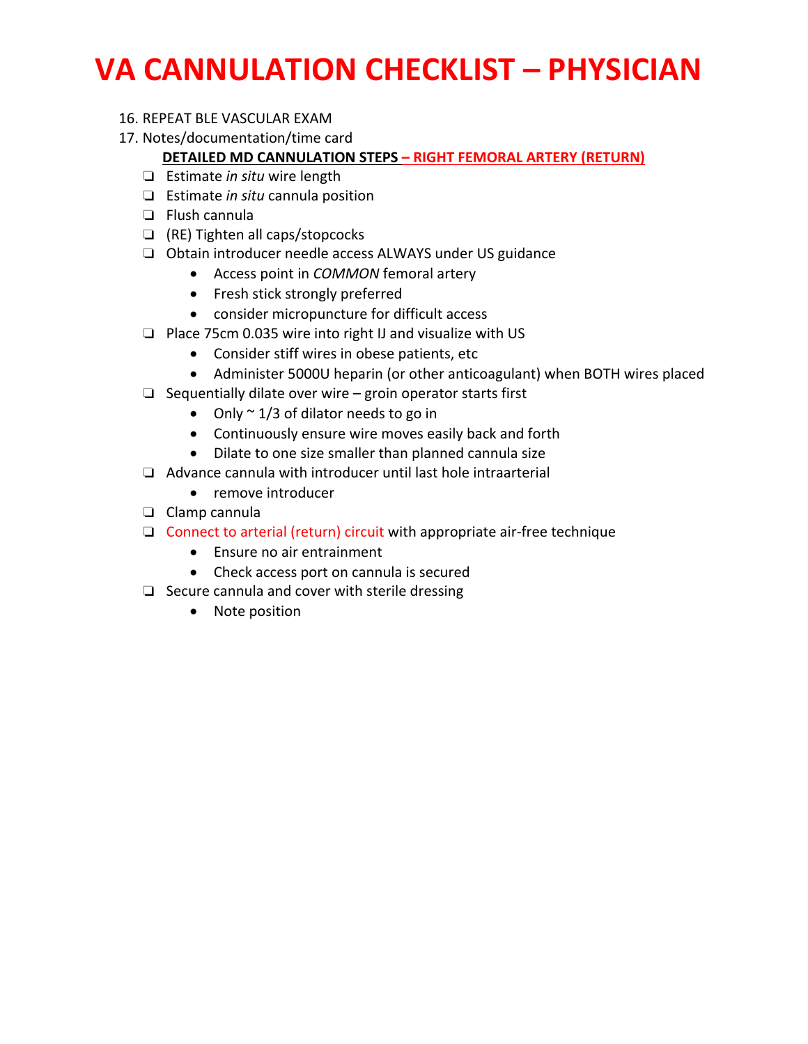# VA CANNULATION CHECKLIST – PHYSICIAN

16. REPEAT BLE VASCULAR EXAM
17. Notes/documentation/time card

**DETAILED MD CANNULATION STEPS – RIGHT FEMORAL ARTERY (RETURN)**

- ❑ Estimate *in situ* wire length
- ❑ Estimate *in situ* cannula position
- ❑ Flush cannula
- ❑ (RE) Tighten all caps/stopcocks
- ❑ Obtain introducer needle access ALWAYS under US guidance
  - Access point in *COMMON* femoral artery
  - Fresh stick strongly preferred
  - consider micropuncture for difficult access
- ❑ Place 75cm 0.035 wire into right IJ and visualize with US
  - Consider stiff wires in obese patients, etc
  - Administer 5000U heparin (or other anticoagulant) when BOTH wires placed
- ❑ Sequentially dilate over wire – groin operator starts first
  - Only ~ 1/3 of dilator needs to go in
  - Continuously ensure wire moves easily back and forth
  - Dilate to one size smaller than planned cannula size
- ❑ Advance cannula with introducer until last hole intraarterial
  - remove introducer
- ❑ Clamp cannula
- ❑ Connect to arterial (return) circuit with appropriate air-free technique
  - Ensure no air entrainment
  - Check access port on cannula is secured
- ❑ Secure cannula and cover with sterile dressing
  - Note position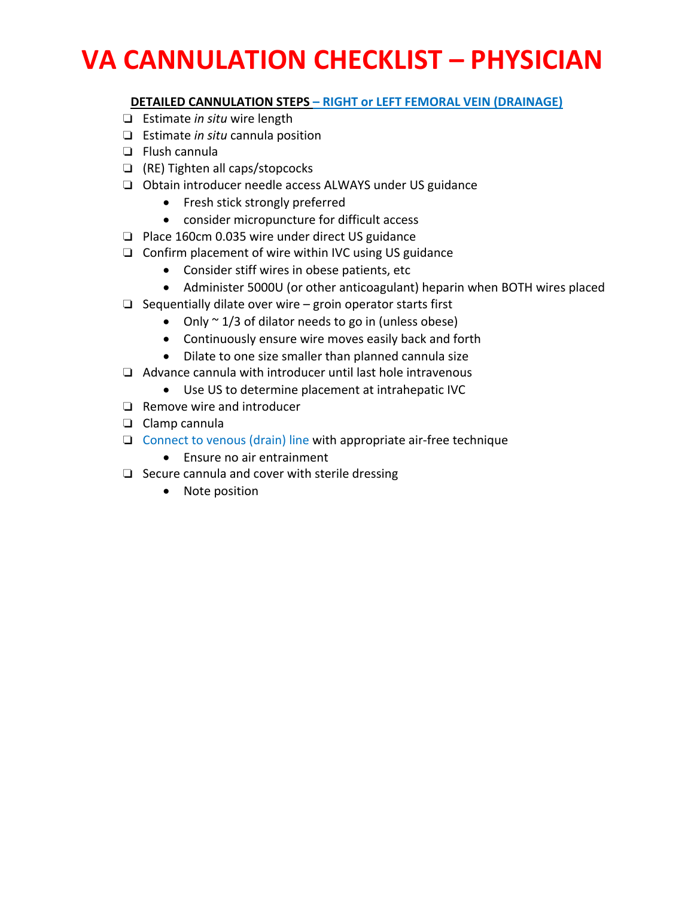# VA CANNULATION CHECKLIST – PHYSICIAN

**DETAILED CANNULATION STEPS – RIGHT or LEFT FEMORAL VEIN (DRAINAGE)**

- ❑ Estimate *in situ* wire length
- ❑ Estimate *in situ* cannula position
- ❑ Flush cannula
- ❑ (RE) Tighten all caps/stopcocks
- ❑ Obtain introducer needle access ALWAYS under US guidance
  - Fresh stick strongly preferred
  - consider micropuncture for difficult access
- ❑ Place 160cm 0.035 wire under direct US guidance
- ❑ Confirm placement of wire within IVC using US guidance
  - Consider stiff wires in obese patients, etc
  - Administer 5000U (or other anticoagulant) heparin when BOTH wires placed
- ❑ Sequentially dilate over wire – groin operator starts first
  - Only ~ 1/3 of dilator needs to go in (unless obese)
  - Continuously ensure wire moves easily back and forth
  - Dilate to one size smaller than planned cannula size
- ❑ Advance cannula with introducer until last hole intravenous
  - Use US to determine placement at intrahepatic IVC
- ❑ Remove wire and introducer
- ❑ Clamp cannula
- ❑ Connect to venous (drain) line with appropriate air-free technique
  - Ensure no air entrainment
- ❑ Secure cannula and cover with sterile dressing
  - Note position